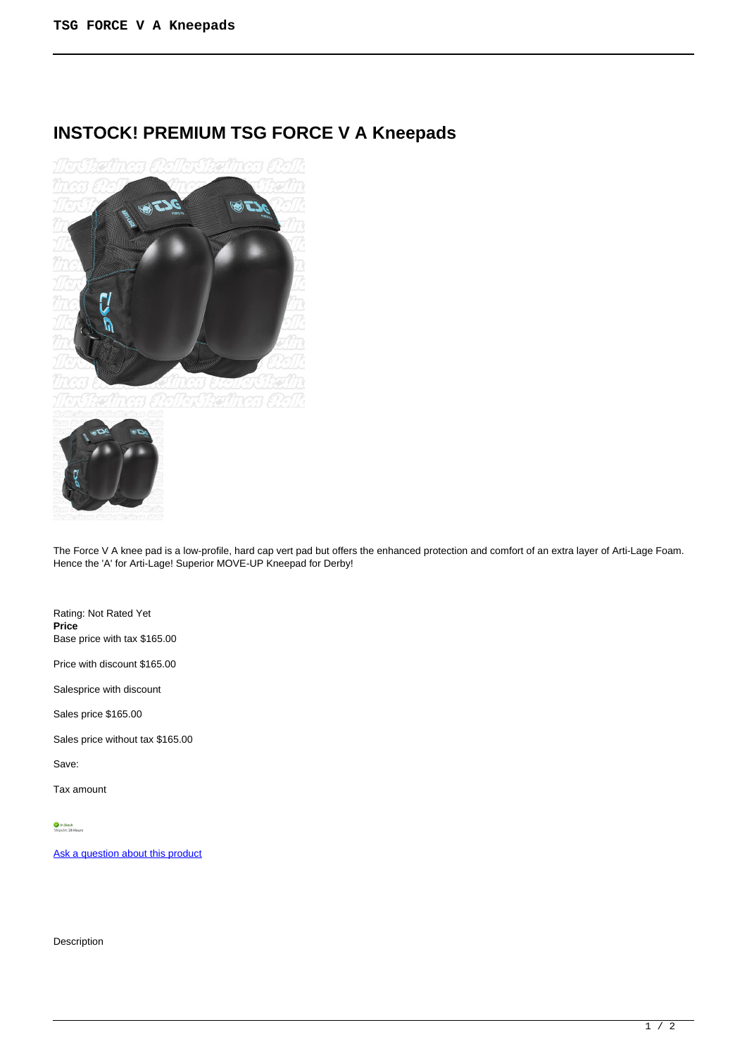# INSTOCK! PREMIUM TSG FORCE V A Kneepads

The Force V A knee pad is a low-profile, hard cap vert pad but offers the enhanced protection and comfort of an extra layer of Arti-Lage Foam. Hence the 'A' for Arti-Lage! Superior MOVE-UP Kneepad for Derby!

Rating: Not Rated Yet
**Price**
Base price with tax $165.00

Price with discount $165.00

Salesprice with discount

Sales price $165.00

Sales price without tax $165.00

Save:

Tax amount

In Stock
Ships in: 24 Hours

[Ask a question about this product]()

Description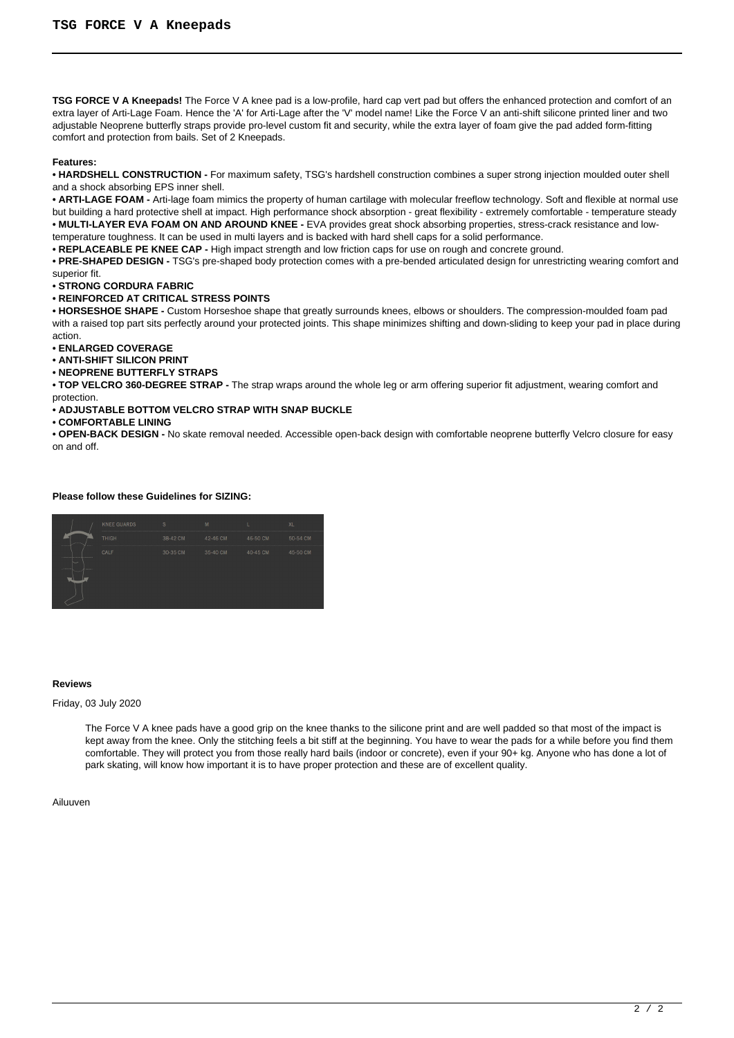# TSG FORCE V A Kneepads

**TSG FORCE V A Kneepads!** The Force V A knee pad is a low-profile, hard cap vert pad but offers the enhanced protection and comfort of an extra layer of Arti-Lage Foam. Hence the 'A' for Arti-Lage after the 'V' model name! Like the Force V an anti-shift silicone printed liner and two adjustable Neoprene butterfly straps provide pro-level custom fit and security, while the extra layer of foam give the pad added form-fitting comfort and protection from bails. Set of 2 Kneepads.

**Features:**

**• HARDSHELL CONSTRUCTION -** For maximum safety, TSG's hardshell construction combines a super strong injection moulded outer shell and a shock absorbing EPS inner shell.

**• ARTI-LAGE FOAM -** Arti-lage foam mimics the property of human cartilage with molecular freeflow technology. Soft and flexible at normal use but building a hard protective shell at impact. High performance shock absorption - great flexibility - extremely comfortable - temperature steady

**• MULTI-LAYER EVA FOAM ON AND AROUND KNEE -** EVA provides great shock absorbing properties, stress-crack resistance and low-temperature toughness. It can be used in multi layers and is backed with hard shell caps for a solid performance.

**• REPLACEABLE PE KNEE CAP -** High impact strength and low friction caps for use on rough and concrete ground.

**• PRE-SHAPED DESIGN -** TSG's pre-shaped body protection comes with a pre-bended articulated design for unrestricting wearing comfort and superior fit.

**• STRONG CORDURA FABRIC**

**• REINFORCED AT CRITICAL STRESS POINTS**

**• HORSESHOE SHAPE -** Custom Horseshoe shape that greatly surrounds knees, elbows or shoulders. The compression-moulded foam pad with a raised top part sits perfectly around your protected joints. This shape minimizes shifting and down-sliding to keep your pad in place during action.

**• ENLARGED COVERAGE**

**• ANTI-SHIFT SILICON PRINT**

**• NEOPRENE BUTTERFLY STRAPS**

**• TOP VELCRO 360-DEGREE STRAP -** The strap wraps around the whole leg or arm offering superior fit adjustment, wearing comfort and protection.

**• ADJUSTABLE BOTTOM VELCRO STRAP WITH SNAP BUCKLE**

**• COMFORTABLE LINING**

**• OPEN-BACK DESIGN -** No skate removal needed. Accessible open-back design with comfortable neoprene butterfly Velcro closure for easy on and off.

**Please follow these Guidelines for SIZING:**

| KNEE GUARDS | S | M | L | XL |
|---|---|---|---|---|
| THIGH | 38-42 CM | 42-46 CM | 46-50 CM | 50-54 CM |
| CALF | 30-35 CM | 35-40 CM | 40-45 CM | 45-50 CM |

**Reviews**

Friday, 03 July 2020

> The Force V A knee pads have a good grip on the knee thanks to the silicone print and are well padded so that most of the impact is kept away from the knee. Only the stitching feels a bit stiff at the beginning. You have to wear the pads for a while before you find them comfortable. They will protect you from those really hard bails (indoor or concrete), even if your 90+ kg. Anyone who has done a lot of park skating, will know how important it is to have proper protection and these are of excellent quality.

Ailuuven